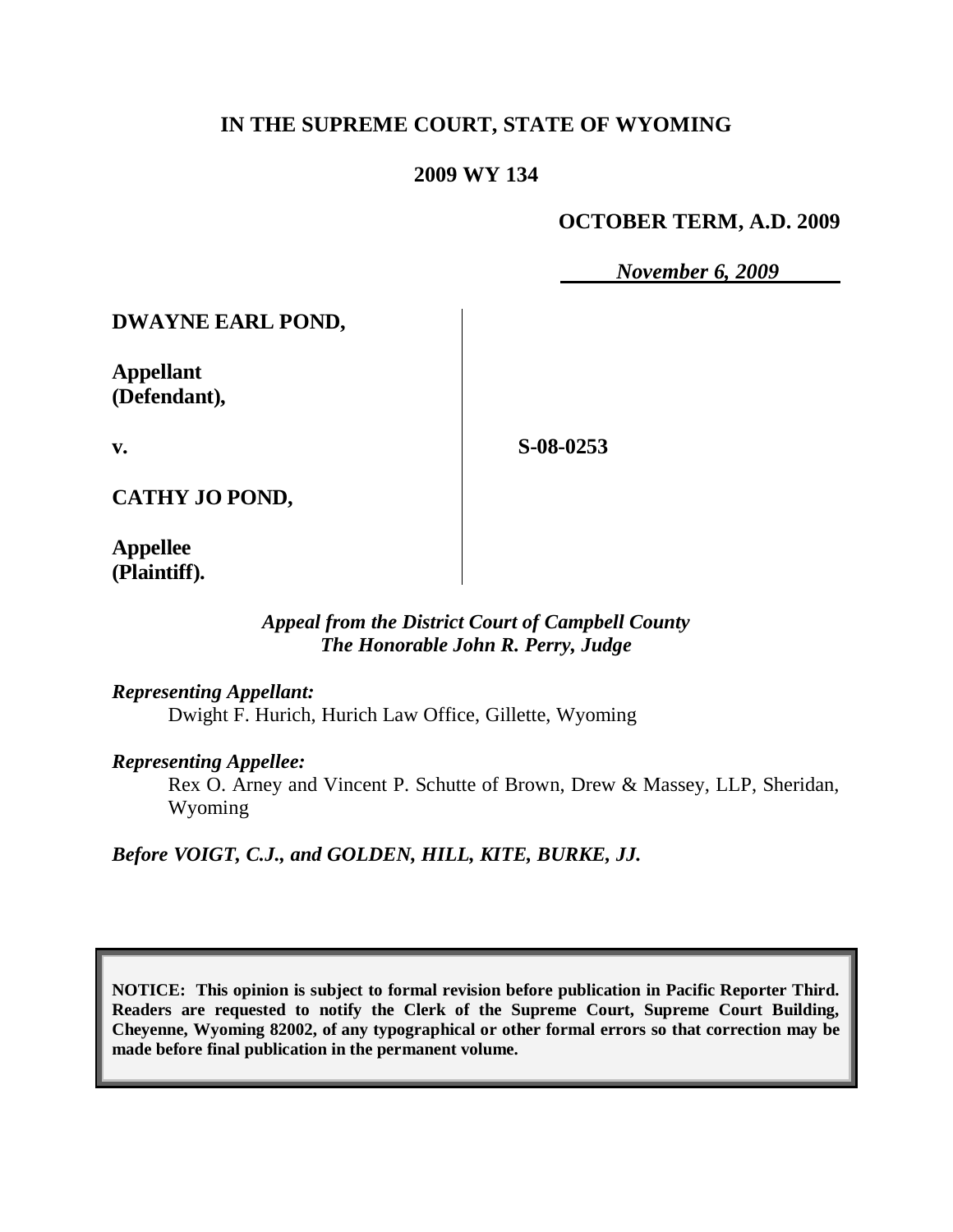# IN THE SUPREME COURT, STATE OF WYOMING

## 2009 WY 134

**OCTOBER TERM, A.D. 2009**

*November 6, 2009*

**DWAYNE EARL POND,**

**Appellant (Defendant),**

**v.**

**S-08-0253**

**CATHY JO POND,**

**Appellee (Plaintiff).**

*Appeal from the District Court of Campbell County*
*The Honorable John R. Perry, Judge*

*Representing Appellant:*

Dwight F. Hurich, Hurich Law Office, Gillette, Wyoming

*Representing Appellee:*

Rex O. Arney and Vincent P. Schutte of Brown, Drew & Massey, LLP, Sheridan, Wyoming

*Before VOIGT, C.J., and GOLDEN, HILL, KITE, BURKE, JJ.*

**NOTICE: This opinion is subject to formal revision before publication in Pacific Reporter Third. Readers are requested to notify the Clerk of the Supreme Court, Supreme Court Building, Cheyenne, Wyoming 82002, of any typographical or other formal errors so that correction may be made before final publication in the permanent volume.**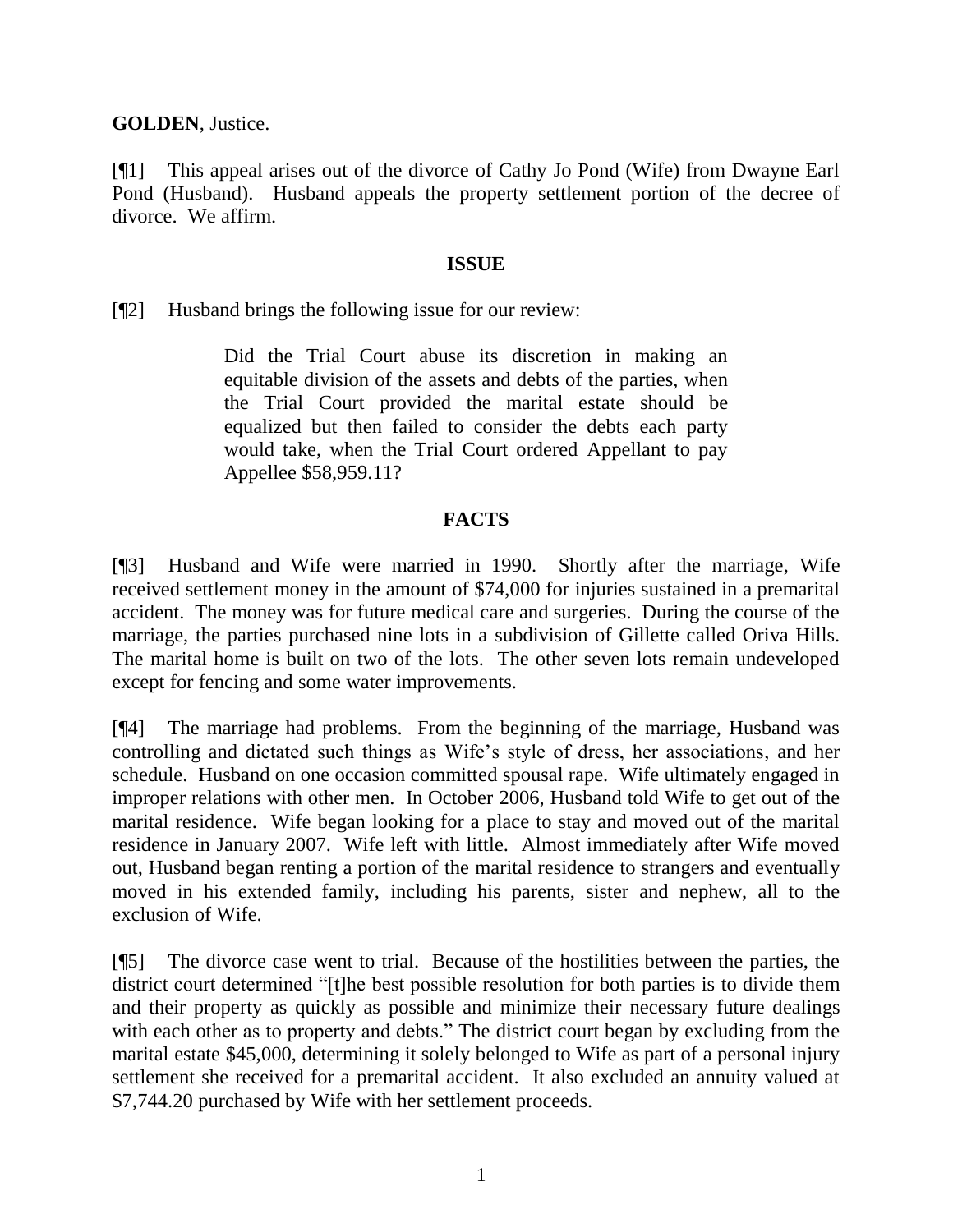**GOLDEN**, Justice.

[¶1] This appeal arises out of the divorce of Cathy Jo Pond (Wife) from Dwayne Earl Pond (Husband). Husband appeals the property settlement portion of the decree of divorce. We affirm.

## ISSUE

[¶2] Husband brings the following issue for our review:

> Did the Trial Court abuse its discretion in making an equitable division of the assets and debts of the parties, when the Trial Court provided the marital estate should be equalized but then failed to consider the debts each party would take, when the Trial Court ordered Appellant to pay Appellee $58,959.11?

## FACTS

[¶3] Husband and Wife were married in 1990. Shortly after the marriage, Wife received settlement money in the amount of $74,000 for injuries sustained in a premarital accident. The money was for future medical care and surgeries. During the course of the marriage, the parties purchased nine lots in a subdivision of Gillette called Oriva Hills. The marital home is built on two of the lots. The other seven lots remain undeveloped except for fencing and some water improvements.

[¶4] The marriage had problems. From the beginning of the marriage, Husband was controlling and dictated such things as Wife's style of dress, her associations, and her schedule. Husband on one occasion committed spousal rape. Wife ultimately engaged in improper relations with other men. In October 2006, Husband told Wife to get out of the marital residence. Wife began looking for a place to stay and moved out of the marital residence in January 2007. Wife left with little. Almost immediately after Wife moved out, Husband began renting a portion of the marital residence to strangers and eventually moved in his extended family, including his parents, sister and nephew, all to the exclusion of Wife.

[¶5] The divorce case went to trial. Because of the hostilities between the parties, the district court determined "[t]he best possible resolution for both parties is to divide them and their property as quickly as possible and minimize their necessary future dealings with each other as to property and debts." The district court began by excluding from the marital estate $45,000, determining it solely belonged to Wife as part of a personal injury settlement she received for a premarital accident. It also excluded an annuity valued at $7,744.20 purchased by Wife with her settlement proceeds.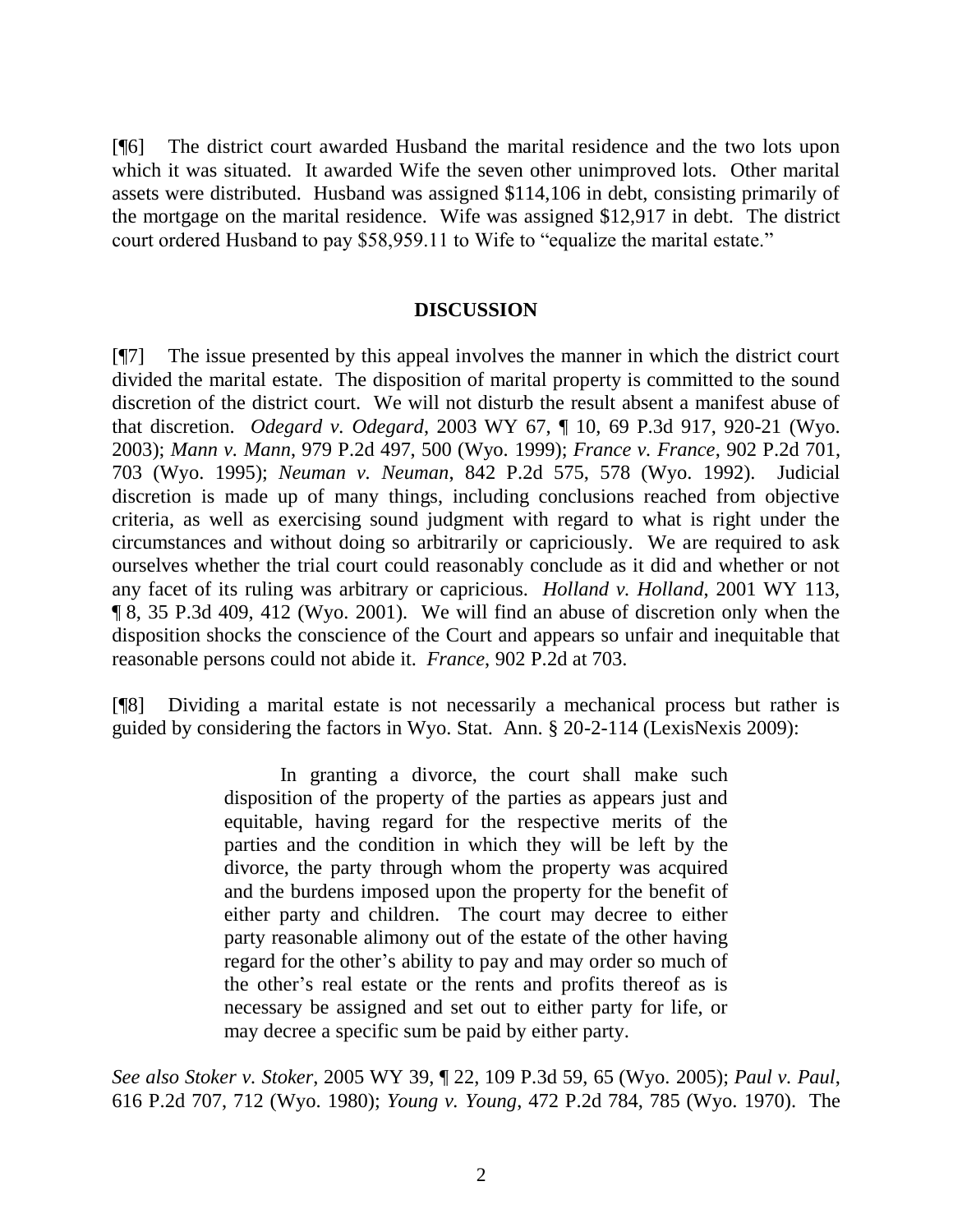[¶6] The district court awarded Husband the marital residence and the two lots upon which it was situated. It awarded Wife the seven other unimproved lots. Other marital assets were distributed. Husband was assigned $114,106 in debt, consisting primarily of the mortgage on the marital residence. Wife was assigned $12,917 in debt. The district court ordered Husband to pay $58,959.11 to Wife to "equalize the marital estate."

## DISCUSSION

[¶7] The issue presented by this appeal involves the manner in which the district court divided the marital estate. The disposition of marital property is committed to the sound discretion of the district court. We will not disturb the result absent a manifest abuse of that discretion. *Odegard v. Odegard*, 2003 WY 67, ¶ 10, 69 P.3d 917, 920-21 (Wyo. 2003); *Mann v. Mann*, 979 P.2d 497, 500 (Wyo. 1999); *France v. France*, 902 P.2d 701, 703 (Wyo. 1995); *Neuman v. Neuman*, 842 P.2d 575, 578 (Wyo. 1992). Judicial discretion is made up of many things, including conclusions reached from objective criteria, as well as exercising sound judgment with regard to what is right under the circumstances and without doing so arbitrarily or capriciously. We are required to ask ourselves whether the trial court could reasonably conclude as it did and whether or not any facet of its ruling was arbitrary or capricious. *Holland v. Holland*, 2001 WY 113, ¶ 8, 35 P.3d 409, 412 (Wyo. 2001). We will find an abuse of discretion only when the disposition shocks the conscience of the Court and appears so unfair and inequitable that reasonable persons could not abide it. *France*, 902 P.2d at 703.

[¶8] Dividing a marital estate is not necessarily a mechanical process but rather is guided by considering the factors in Wyo. Stat. Ann. § 20-2-114 (LexisNexis 2009):

> In granting a divorce, the court shall make such disposition of the property of the parties as appears just and equitable, having regard for the respective merits of the parties and the condition in which they will be left by the divorce, the party through whom the property was acquired and the burdens imposed upon the property for the benefit of either party and children. The court may decree to either party reasonable alimony out of the estate of the other having regard for the other's ability to pay and may order so much of the other's real estate or the rents and profits thereof as is necessary be assigned and set out to either party for life, or may decree a specific sum be paid by either party.

*See also Stoker v. Stoker*, 2005 WY 39, ¶ 22, 109 P.3d 59, 65 (Wyo. 2005); *Paul v. Paul*, 616 P.2d 707, 712 (Wyo. 1980); *Young v. Young*, 472 P.2d 784, 785 (Wyo. 1970). The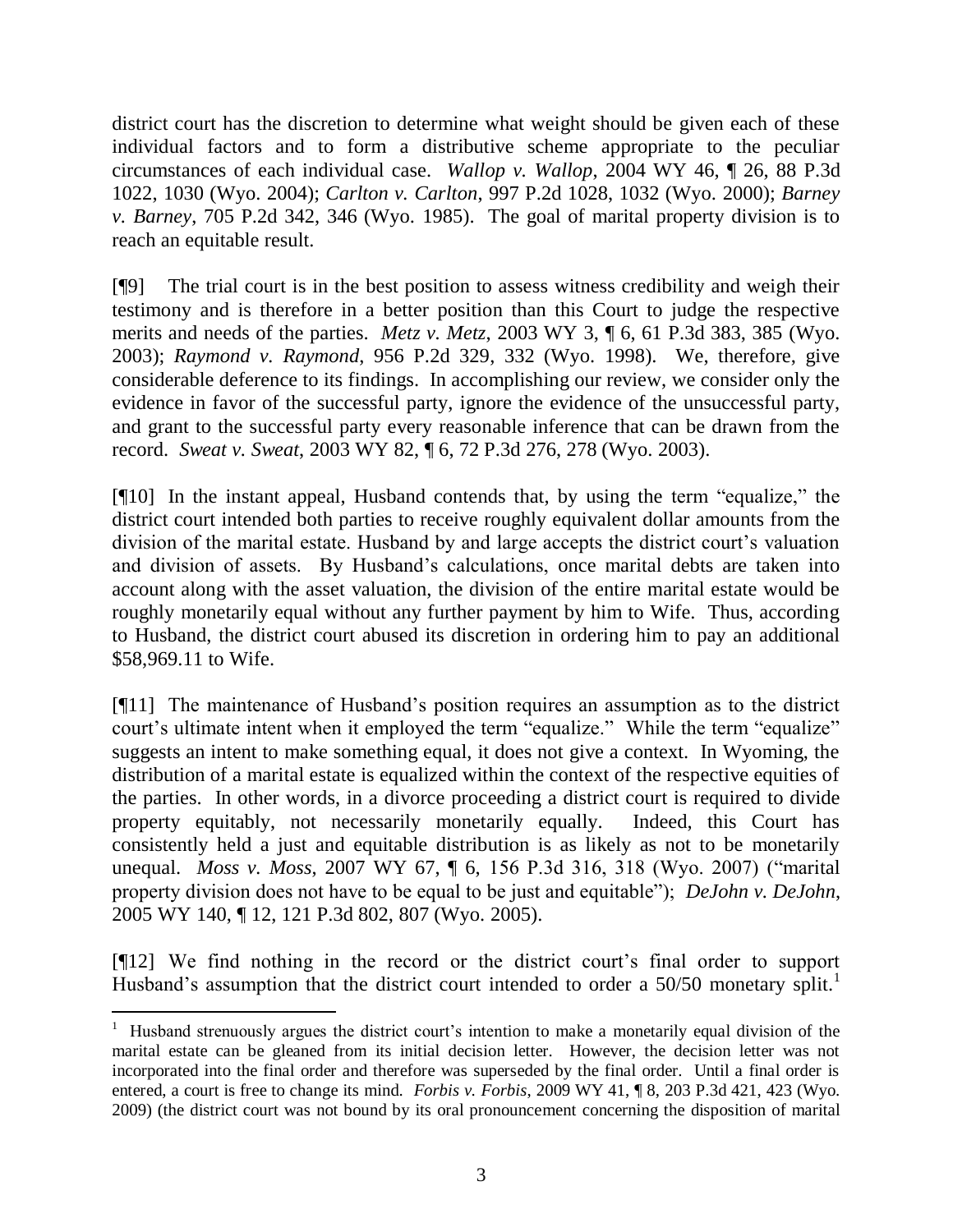district court has the discretion to determine what weight should be given each of these individual factors and to form a distributive scheme appropriate to the peculiar circumstances of each individual case. *Wallop v. Wallop*, 2004 WY 46, ¶ 26, 88 P.3d 1022, 1030 (Wyo. 2004); *Carlton v. Carlton*, 997 P.2d 1028, 1032 (Wyo. 2000); *Barney v. Barney*, 705 P.2d 342, 346 (Wyo. 1985). The goal of marital property division is to reach an equitable result.

[¶9] The trial court is in the best position to assess witness credibility and weigh their testimony and is therefore in a better position than this Court to judge the respective merits and needs of the parties. *Metz v. Metz*, 2003 WY 3, ¶ 6, 61 P.3d 383, 385 (Wyo. 2003); *Raymond v. Raymond*, 956 P.2d 329, 332 (Wyo. 1998). We, therefore, give considerable deference to its findings. In accomplishing our review, we consider only the evidence in favor of the successful party, ignore the evidence of the unsuccessful party, and grant to the successful party every reasonable inference that can be drawn from the record. *Sweat v. Sweat*, 2003 WY 82, ¶ 6, 72 P.3d 276, 278 (Wyo. 2003).

[¶10] In the instant appeal, Husband contends that, by using the term "equalize," the district court intended both parties to receive roughly equivalent dollar amounts from the division of the marital estate. Husband by and large accepts the district court's valuation and division of assets. By Husband's calculations, once marital debts are taken into account along with the asset valuation, the division of the entire marital estate would be roughly monetarily equal without any further payment by him to Wife. Thus, according to Husband, the district court abused its discretion in ordering him to pay an additional $58,969.11 to Wife.

[¶11] The maintenance of Husband's position requires an assumption as to the district court's ultimate intent when it employed the term "equalize." While the term "equalize" suggests an intent to make something equal, it does not give a context. In Wyoming, the distribution of a marital estate is equalized within the context of the respective equities of the parties. In other words, in a divorce proceeding a district court is required to divide property equitably, not necessarily monetarily equally. Indeed, this Court has consistently held a just and equitable distribution is as likely as not to be monetarily unequal. *Moss v. Moss*, 2007 WY 67, ¶ 6, 156 P.3d 316, 318 (Wyo. 2007) ("marital property division does not have to be equal to be just and equitable"); *DeJohn v. DeJohn*, 2005 WY 140, ¶ 12, 121 P.3d 802, 807 (Wyo. 2005).

[¶12] We find nothing in the record or the district court's final order to support Husband's assumption that the district court intended to order a 50/50 monetary split.[1]

[1] Husband strenuously argues the district court's intention to make a monetarily equal division of the marital estate can be gleaned from its initial decision letter. However, the decision letter was not incorporated into the final order and therefore was superseded by the final order. Until a final order is entered, a court is free to change its mind. *Forbis v. Forbis*, 2009 WY 41, ¶ 8, 203 P.3d 421, 423 (Wyo. 2009) (the district court was not bound by its oral pronouncement concerning the disposition of marital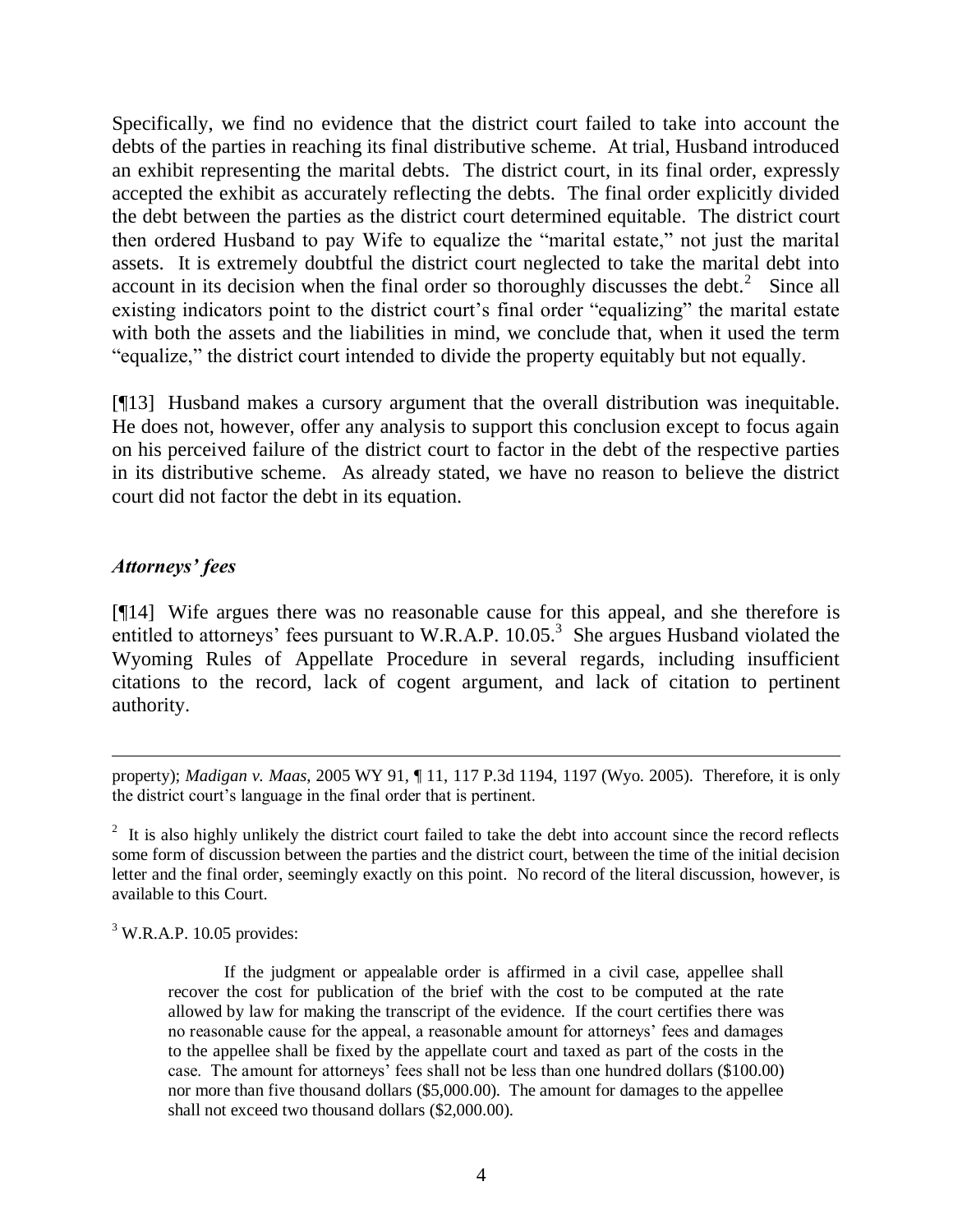Specifically, we find no evidence that the district court failed to take into account the debts of the parties in reaching its final distributive scheme. At trial, Husband introduced an exhibit representing the marital debts. The district court, in its final order, expressly accepted the exhibit as accurately reflecting the debts. The final order explicitly divided the debt between the parties as the district court determined equitable. The district court then ordered Husband to pay Wife to equalize the "marital estate," not just the marital assets. It is extremely doubtful the district court neglected to take the marital debt into account in its decision when the final order so thoroughly discusses the debt.[2] Since all existing indicators point to the district court's final order "equalizing" the marital estate with both the assets and the liabilities in mind, we conclude that, when it used the term "equalize," the district court intended to divide the property equitably but not equally.

[¶13] Husband makes a cursory argument that the overall distribution was inequitable. He does not, however, offer any analysis to support this conclusion except to focus again on his perceived failure of the district court to factor in the debt of the respective parties in its distributive scheme. As already stated, we have no reason to believe the district court did not factor the debt in its equation.

### *Attorneys' fees*

[¶14] Wife argues there was no reasonable cause for this appeal, and she therefore is entitled to attorneys' fees pursuant to W.R.A.P. 10.05.[3] She argues Husband violated the Wyoming Rules of Appellate Procedure in several regards, including insufficient citations to the record, lack of cogent argument, and lack of citation to pertinent authority.

---

property); *Madigan v. Maas*, 2005 WY 91, ¶ 11, 117 P.3d 1194, 1197 (Wyo. 2005). Therefore, it is only the district court's language in the final order that is pertinent.

[2] It is also highly unlikely the district court failed to take the debt into account since the record reflects some form of discussion between the parties and the district court, between the time of the initial decision letter and the final order, seemingly exactly on this point. No record of the literal discussion, however, is available to this Court.

[3] W.R.A.P. 10.05 provides:

> If the judgment or appealable order is affirmed in a civil case, appellee shall recover the cost for publication of the brief with the cost to be computed at the rate allowed by law for making the transcript of the evidence. If the court certifies there was no reasonable cause for the appeal, a reasonable amount for attorneys' fees and damages to the appellee shall be fixed by the appellate court and taxed as part of the costs in the case. The amount for attorneys' fees shall not be less than one hundred dollars ($100.00) nor more than five thousand dollars ($5,000.00). The amount for damages to the appellee shall not exceed two thousand dollars ($2,000.00).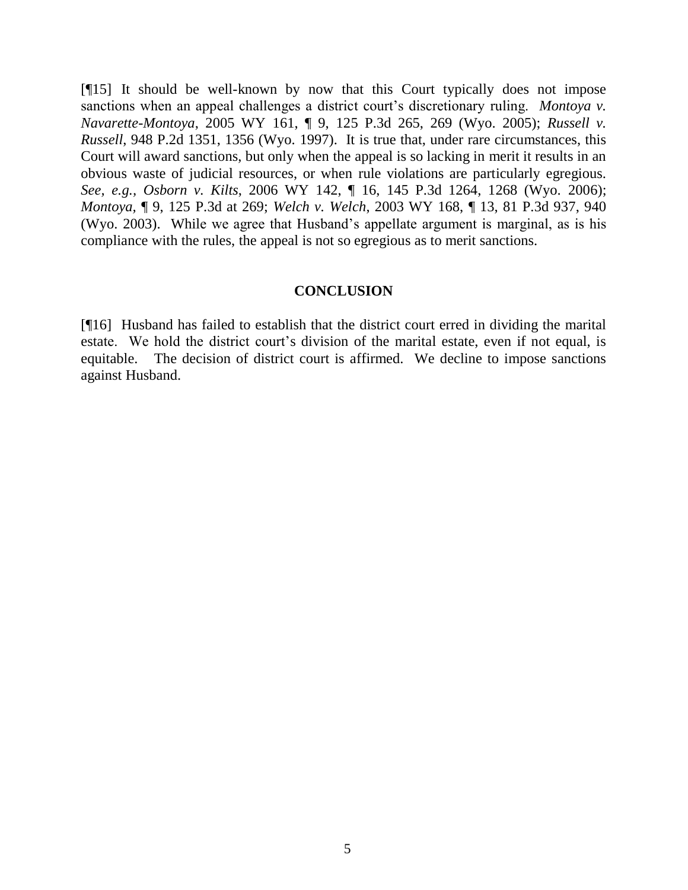[¶15] It should be well-known by now that this Court typically does not impose sanctions when an appeal challenges a district court's discretionary ruling. *Montoya v. Navarette-Montoya*, 2005 WY 161, ¶ 9, 125 P.3d 265, 269 (Wyo. 2005); *Russell v. Russell*, 948 P.2d 1351, 1356 (Wyo. 1997). It is true that, under rare circumstances, this Court will award sanctions, but only when the appeal is so lacking in merit it results in an obvious waste of judicial resources, or when rule violations are particularly egregious. *See, e.g., Osborn v. Kilts*, 2006 WY 142, ¶ 16, 145 P.3d 1264, 1268 (Wyo. 2006); *Montoya*, ¶ 9, 125 P.3d at 269; *Welch v. Welch*, 2003 WY 168, ¶ 13, 81 P.3d 937, 940 (Wyo. 2003). While we agree that Husband's appellate argument is marginal, as is his compliance with the rules, the appeal is not so egregious as to merit sanctions.

## CONCLUSION

[¶16] Husband has failed to establish that the district court erred in dividing the marital estate. We hold the district court's division of the marital estate, even if not equal, is equitable. The decision of district court is affirmed. We decline to impose sanctions against Husband.